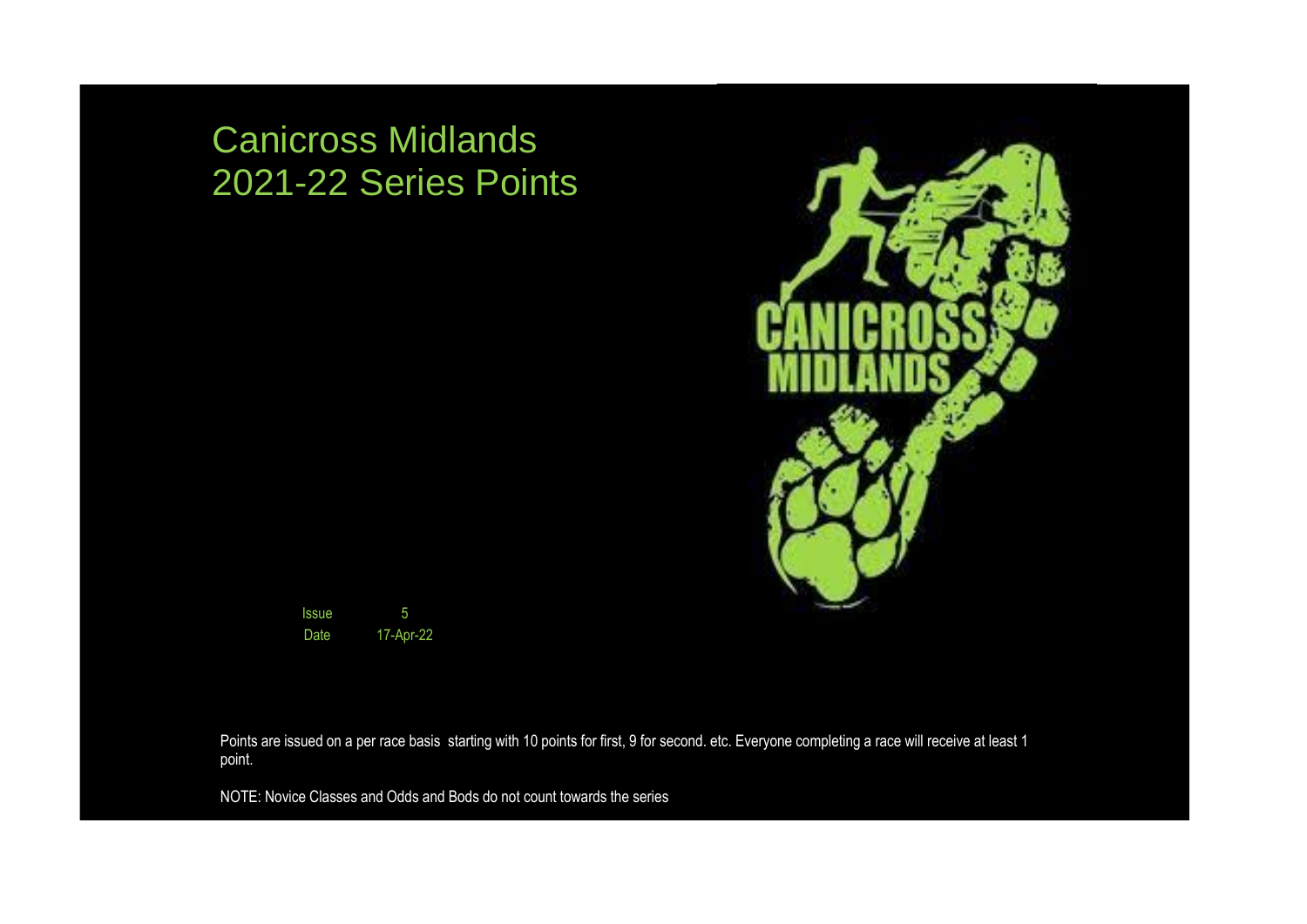# Canicross Midlands
# 2021-22 Series Points

| Issue | 5 |
|---|---|
| Date | 17-Apr-22 |

Points are issued on a per race basis starting with 10 points for first, 9 for second. etc. Everyone completing a race will receive at least 1 point.

NOTE: Novice Classes and Odds and Bods do not count towards the series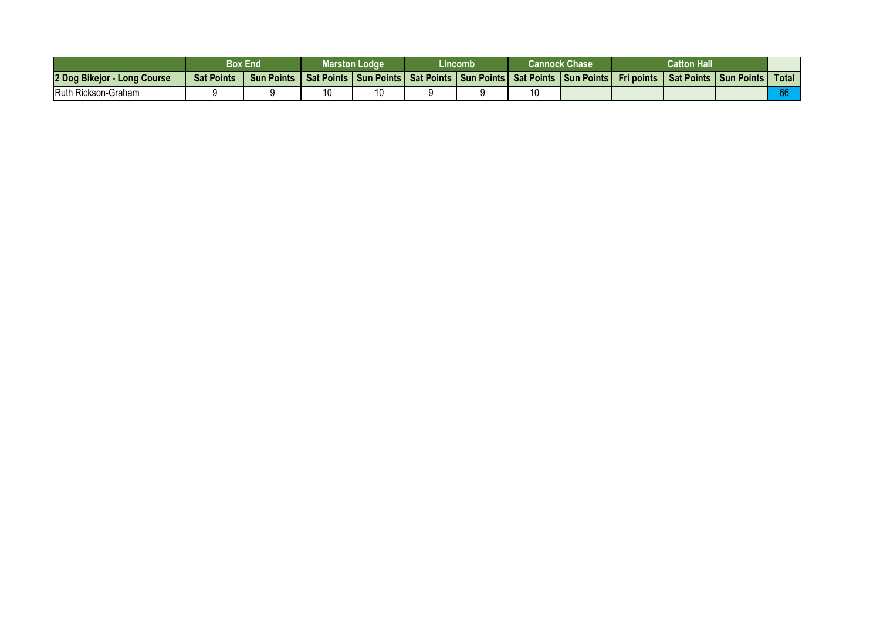| | Box End | | Marston Lodge | | Lincomb | | Cannock Chase | | Catton Hall | | | |
|---|---|---|---|---|---|---|---|---|---|---|---|---|
| 2 Dog Bikejor - Long Course | Sat Points | Sun Points | Sat Points | Sun Points | Sat Points | Sun Points | Sat Points | Sun Points | Fri points | Sat Points | Sun Points | Total |
| Ruth Rickson-Graham | 9 | 9 | 10 | 10 | 9 | 9 | 10 | | | | | 66 |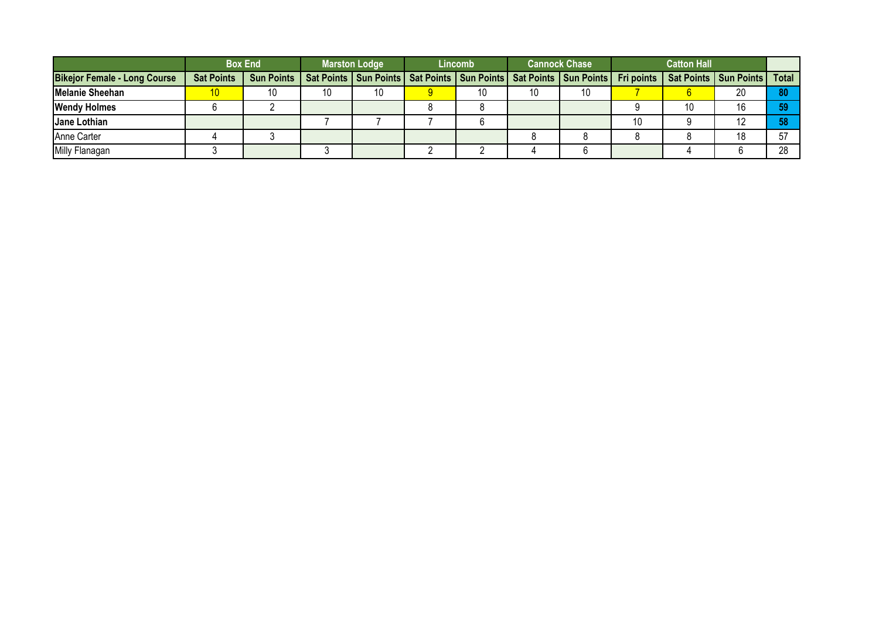| | Box End | | Marston Lodge | | Lincomb | | Cannock Chase | | Catton Hall | | | |
|---|---|---|---|---|---|---|---|---|---|---|---|---|
| **Bikejor Female - Long Course** | **Sat Points** | **Sun Points** | **Sat Points** | **Sun Points** | **Sat Points** | **Sun Points** | **Sat Points** | **Sun Points** | **Fri points** | **Sat Points** | **Sun Points** | **Total** |
| **Melanie Sheehan** | 10 | 10 | 10 | 10 | 9 | 10 | 10 | 10 | 7 | 6 | 20 | **80** |
| **Wendy Holmes** | 6 | 2 | | | 8 | 8 | | | 9 | 10 | 16 | **59** |
| **Jane Lothian** | | | 7 | 7 | 7 | 6 | | | 10 | 9 | 12 | **58** |
| Anne Carter | 4 | 3 | | | | | 8 | 8 | 8 | 8 | 18 | 57 |
| Milly Flanagan | 3 | | 3 | | 2 | 2 | 4 | 6 | | 4 | 6 | 28 |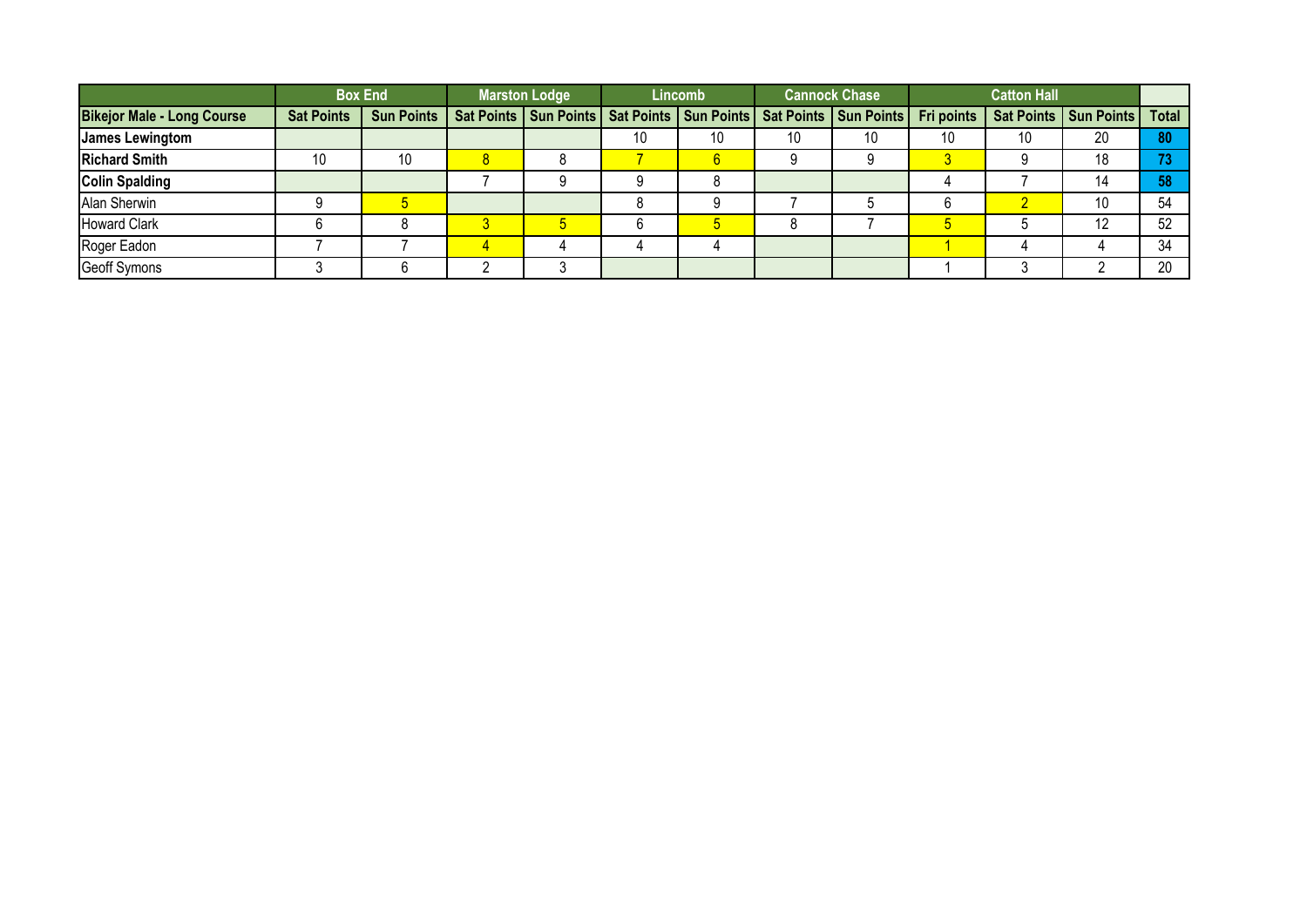| | Box End | | Marston Lodge | | Lincomb | | Cannock Chase | | Catton Hall | | | |
|---|---|---|---|---|---|---|---|---|---|---|---|---|
| **Bikejor Male - Long Course** | **Sat Points** | **Sun Points** | **Sat Points** | **Sun Points** | **Sat Points** | **Sun Points** | **Sat Points** | **Sun Points** | **Fri points** | **Sat Points** | **Sun Points** | **Total** |
| **James Lewingtom** | | | | | 10 | 10 | 10 | 10 | 10 | 10 | 20 | **80** |
| **Richard Smith** | 10 | 10 | 8 | 8 | 7 | 6 | 9 | 9 | 3 | 9 | 18 | **73** |
| **Colin Spalding** | | | 7 | 9 | 9 | 8 | | | 4 | 7 | 14 | **58** |
| Alan Sherwin | 9 | 5 | | | 8 | 9 | 7 | 5 | 6 | 2 | 10 | 54 |
| Howard Clark | 6 | 8 | 3 | 5 | 6 | 5 | 8 | 7 | 5 | 5 | 12 | 52 |
| Roger Eadon | 7 | 7 | 4 | 4 | 4 | 4 | | | 1 | 4 | 4 | 34 |
| Geoff Symons | 3 | 6 | 2 | 3 | | | | | 1 | 3 | 2 | 20 |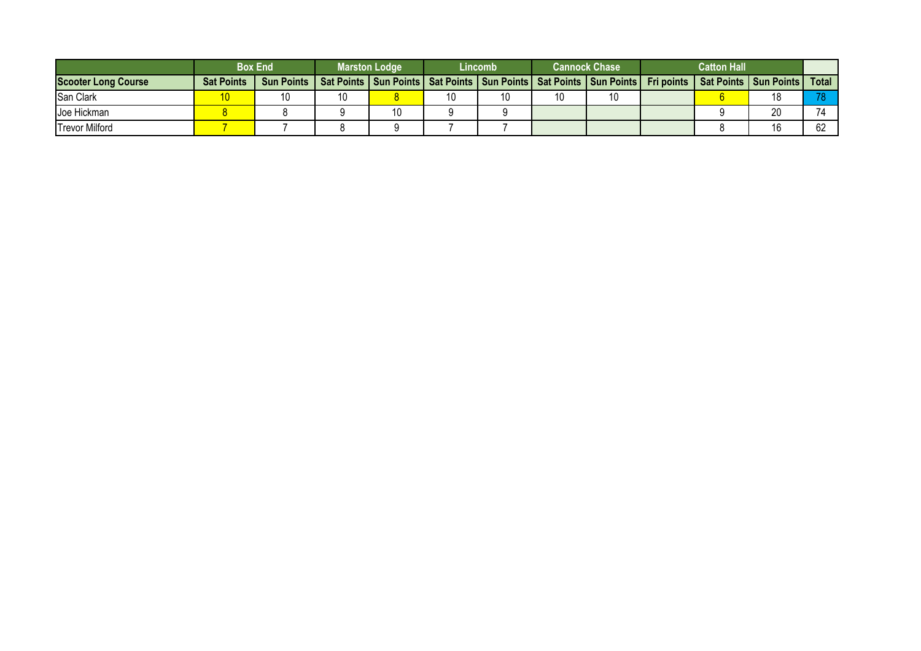| | Box End | | Marston Lodge | | Lincomb | | Cannock Chase | | Catton Hall | | | |
|---|---|---|---|---|---|---|---|---|---|---|---|---|
| **Scooter Long Course** | **Sat Points** | **Sun Points** | **Sat Points** | **Sun Points** | **Sat Points** | **Sun Points** | **Sat Points** | **Sun Points** | **Fri points** | **Sat Points** | **Sun Points** | **Total** |
| San Clark | 10 | 10 | 10 | 8 | 10 | 10 | 10 | 10 | | 6 | 18 | 78 |
| Joe Hickman | 8 | 8 | 9 | 10 | 9 | 9 | | | | 9 | 20 | 74 |
| Trevor Milford | 7 | 7 | 8 | 9 | 7 | 7 | | | | 8 | 16 | 62 |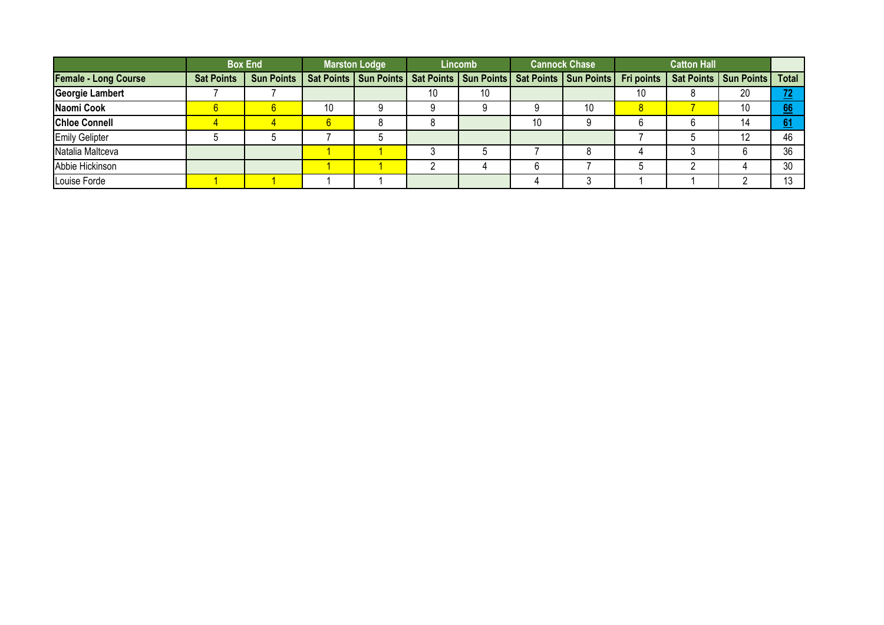| | Box End | | Marston Lodge | | Lincomb | | Cannock Chase | | Catton Hall | | | |
|---|---|---|---|---|---|---|---|---|---|---|---|---|
| **Female - Long Course** | **Sat Points** | **Sun Points** | **Sat Points** | **Sun Points** | **Sat Points** | **Sun Points** | **Sat Points** | **Sun Points** | **Fri points** | **Sat Points** | **Sun Points** | **Total** |
| **Georgie Lambert** | 7 | 7 | | | 10 | 10 | | | 10 | 8 | 20 | **72** |
| **Naomi Cook** | 6 | 6 | 10 | 9 | 9 | 9 | 9 | 10 | 8 | 7 | 10 | **66** |
| **Chloe Connell** | 4 | 4 | 6 | 8 | 8 | | 10 | 9 | 6 | 6 | 14 | **61** |
| Emily Gelipter | 5 | 5 | 7 | 5 | | | | | 7 | 5 | 12 | 46 |
| Natalia Maltceva | | | 1 | 1 | 3 | 5 | 7 | 8 | 4 | 3 | 6 | 36 |
| Abbie Hickinson | | | 1 | 1 | 2 | 4 | 6 | 7 | 5 | 2 | 4 | 30 |
| Louise Forde | 1 | 1 | 1 | 1 | | | 4 | 3 | 1 | 1 | 2 | 13 |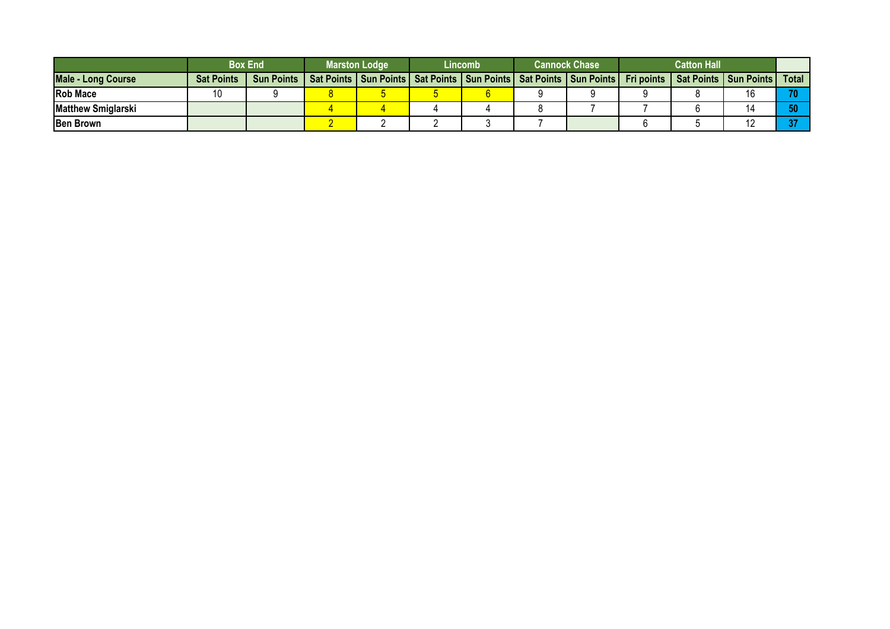| | Box End | | Marston Lodge | | Lincomb | | Cannock Chase | | Catton Hall | | | |
|---|---|---|---|---|---|---|---|---|---|---|---|---|
| Male - Long Course | Sat Points | Sun Points | Sat Points | Sun Points | Sat Points | Sun Points | Sat Points | Sun Points | Fri points | Sat Points | Sun Points | Total |
| Rob Mace | 10 | 9 | 8 | 5 | 5 | 6 | 9 | 9 | 9 | 8 | 16 | 70 |
| Matthew Smiglarski | | | 4 | 4 | 4 | 4 | 8 | 7 | 7 | 6 | 14 | 50 |
| Ben Brown | | | 2 | 2 | 2 | 3 | 7 | | 6 | 5 | 12 | 37 |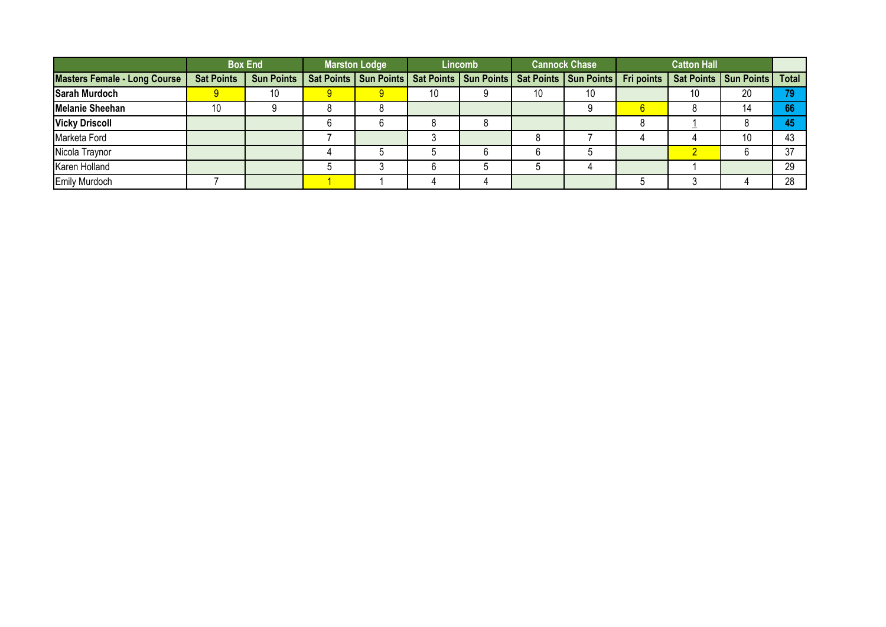| | Box End | | Marston Lodge | | Lincomb | | Cannock Chase | | Catton Hall | | | |
|---|---|---|---|---|---|---|---|---|---|---|---|---|
| **Masters Female - Long Course** | **Sat Points** | **Sun Points** | **Sat Points** | **Sun Points** | **Sat Points** | **Sun Points** | **Sat Points** | **Sun Points** | **Fri points** | **Sat Points** | **Sun Points** | **Total** |
| **Sarah Murdoch** | 9 | 10 | 9 | 9 | 10 | 9 | 10 | 10 | | 10 | 20 | **79** |
| **Melanie Sheehan** | 10 | 9 | 8 | 8 | | | | 9 | 6 | 8 | 14 | **66** |
| **Vicky Driscoll** | | | 6 | 6 | 8 | 8 | | | 8 | 1 | 8 | **45** |
| Marketa Ford | | | 7 | | 3 | | 8 | 7 | 4 | 4 | 10 | 43 |
| Nicola Traynor | | | 4 | 5 | 5 | 6 | 6 | 5 | | 2 | 6 | 37 |
| Karen Holland | | | 5 | 3 | 6 | 5 | 5 | 4 | | 1 | | 29 |
| Emily Murdoch | 7 | | 1 | 1 | 4 | 4 | | | 5 | 3 | 4 | 28 |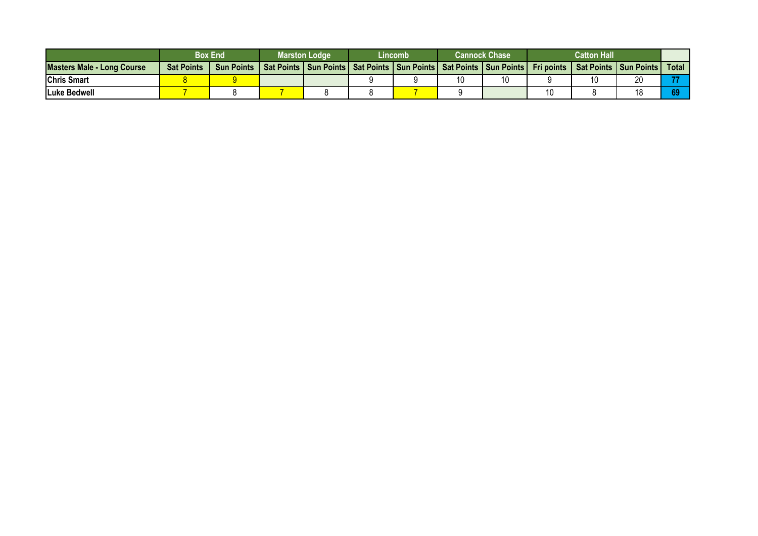| | Box End | | Marston Lodge | | Lincomb | | Cannock Chase | | Catton Hall | | | |
|---|---|---|---|---|---|---|---|---|---|---|---|---|
| **Masters Male - Long Course** | **Sat Points** | **Sun Points** | **Sat Points** | **Sun Points** | **Sat Points** | **Sun Points** | **Sat Points** | **Sun Points** | **Fri points** | **Sat Points** | **Sun Points** | **Total** |
| **Chris Smart** | 8 | 9 | | | 9 | 9 | 10 | 10 | 9 | 10 | 20 | **77** |
| **Luke Bedwell** | 7 | 8 | 7 | 8 | 8 | 7 | 9 | | 10 | 8 | 18 | **69** |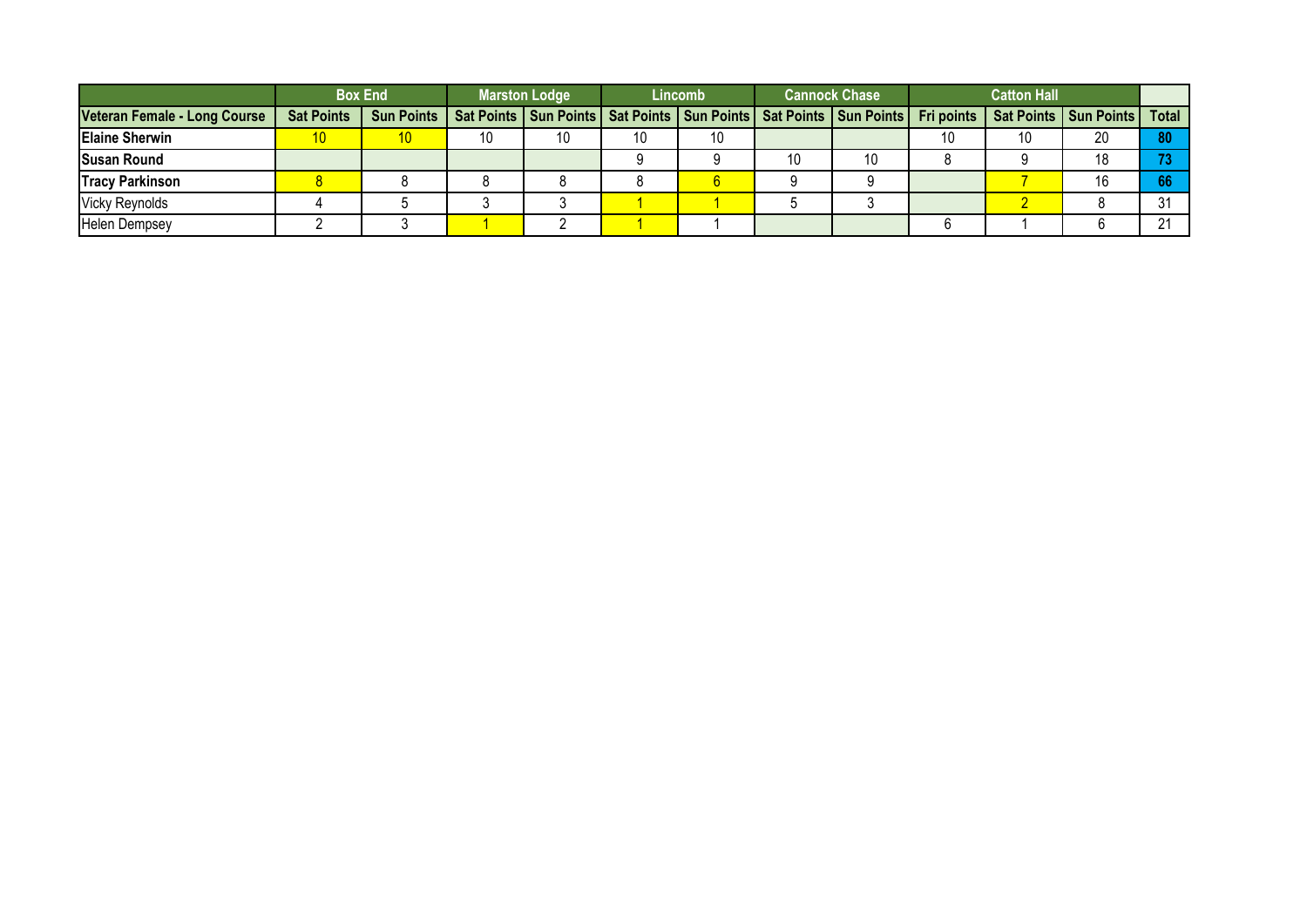| | Box End | | Marston Lodge | | Lincomb | | Cannock Chase | | Catton Hall | | | |
|---|---|---|---|---|---|---|---|---|---|---|---|---|
| **Veteran Female - Long Course** | **Sat Points** | **Sun Points** | **Sat Points** | **Sun Points** | **Sat Points** | **Sun Points** | **Sat Points** | **Sun Points** | **Fri points** | **Sat Points** | **Sun Points** | **Total** |
| **Elaine Sherwin** | 10 | 10 | 10 | 10 | 10 | 10 | | | 10 | 10 | 20 | **80** |
| **Susan Round** | | | | | 9 | 9 | 10 | 10 | 8 | 9 | 18 | **73** |
| **Tracy Parkinson** | 8 | 8 | 8 | 8 | 8 | 6 | 9 | 9 | | 7 | 16 | **66** |
| Vicky Reynolds | 4 | 5 | 3 | 3 | 1 | 1 | 5 | 3 | | 2 | 8 | 31 |
| Helen Dempsey | 2 | 3 | 1 | 2 | 1 | 1 | | | 6 | 1 | 6 | 21 |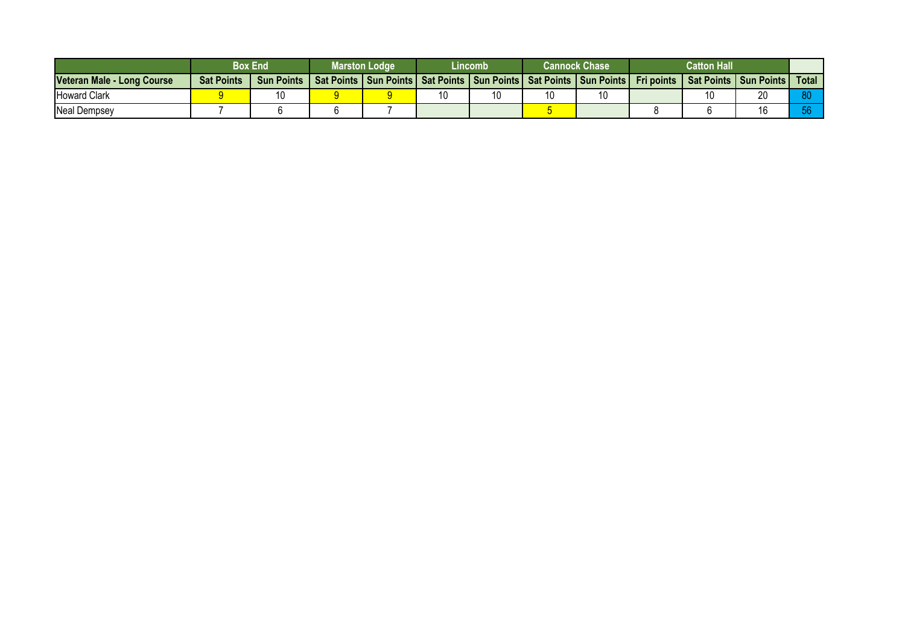| | Box End | | Marston Lodge | | Lincomb | | Cannock Chase | | Catton Hall | | | |
|---|---|---|---|---|---|---|---|---|---|---|---|---|
| Veteran Male - Long Course | Sat Points | Sun Points | Sat Points | Sun Points | Sat Points | Sun Points | Sat Points | Sun Points | Fri points | Sat Points | Sun Points | Total |
| Howard Clark | 9 | 10 | 9 | 9 | 10 | 10 | 10 | 10 | | 10 | 20 | 80 |
| Neal Dempsey | 7 | 6 | 6 | 7 | | | 5 | | 8 | 6 | 16 | 56 |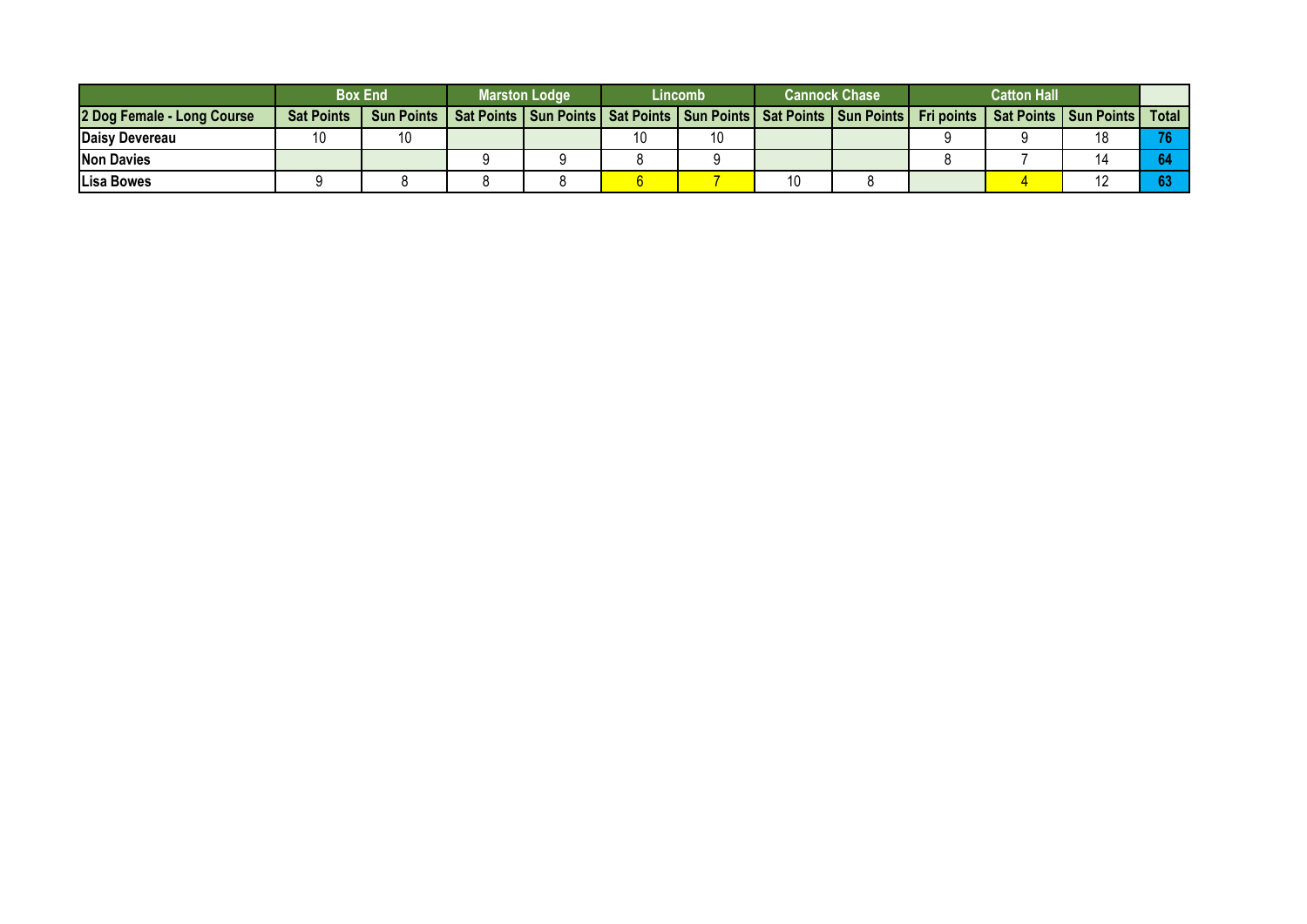| | Box End | | Marston Lodge | | Lincomb | | Cannock Chase | | Catton Hall | | | |
|---|---|---|---|---|---|---|---|---|---|---|---|---|
| 2 Dog Female - Long Course | Sat Points | Sun Points | Sat Points | Sun Points | Sat Points | Sun Points | Sat Points | Sun Points | Fri points | Sat Points | Sun Points | Total |
| Daisy Devereau | 10 | 10 | | | 10 | 10 | | | 9 | 9 | 18 | 76 |
| Non Davies | | | 9 | 9 | 8 | 9 | | | 8 | 7 | 14 | 64 |
| Lisa Bowes | 9 | 8 | 8 | 8 | 6 | 7 | 10 | 8 | | 4 | 12 | 63 |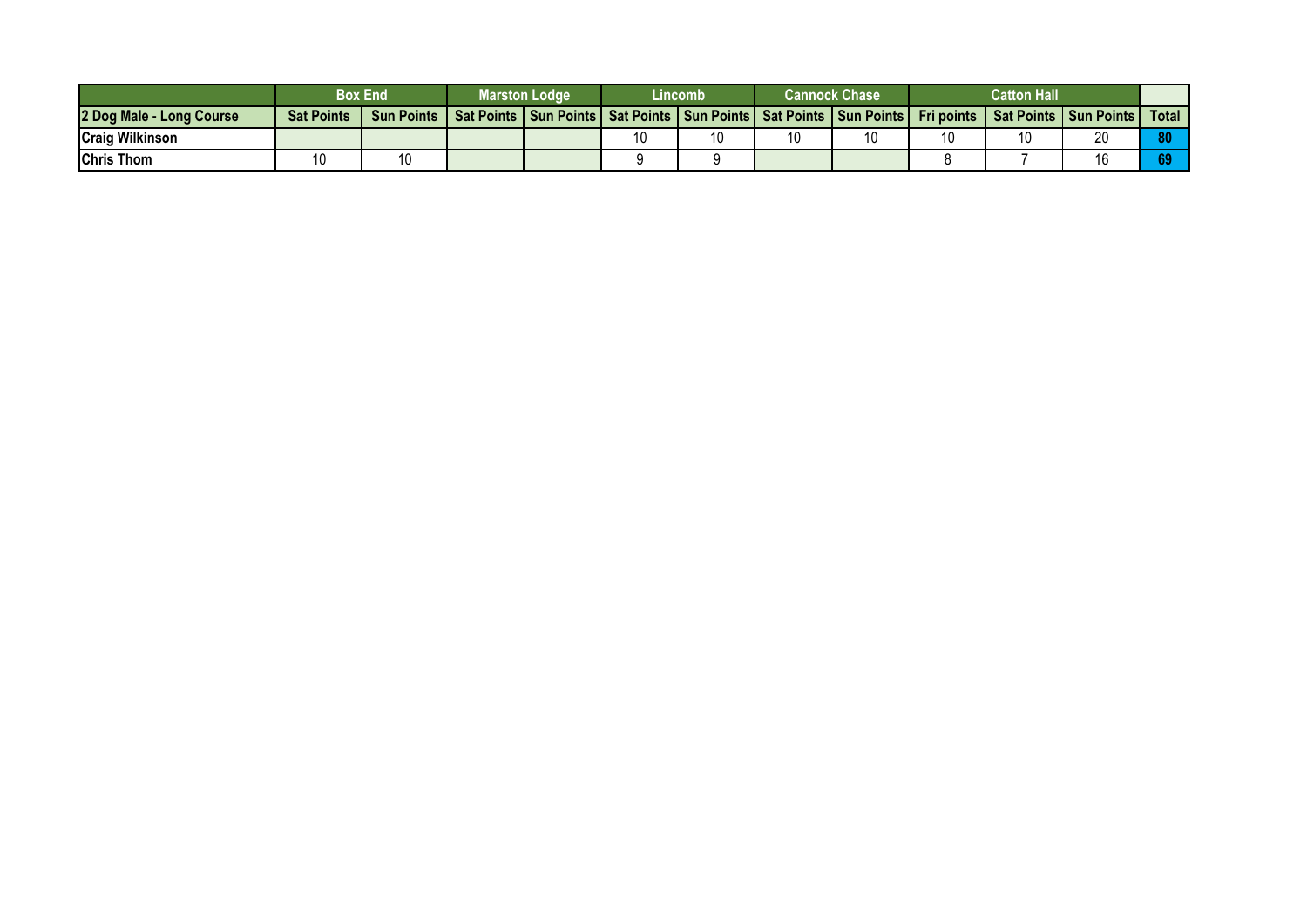| | Box End | | Marston Lodge | | Lincomb | | Cannock Chase | | Catton Hall | | | |
|---|---|---|---|---|---|---|---|---|---|---|---|---|
| 2 Dog Male - Long Course | Sat Points | Sun Points | Sat Points | Sun Points | Sat Points | Sun Points | Sat Points | Sun Points | Fri points | Sat Points | Sun Points | Total |
| Craig Wilkinson | | | | | 10 | 10 | 10 | 10 | 10 | 10 | 20 | 80 |
| Chris Thom | 10 | 10 | | | 9 | 9 | | | 8 | 7 | 16 | 69 |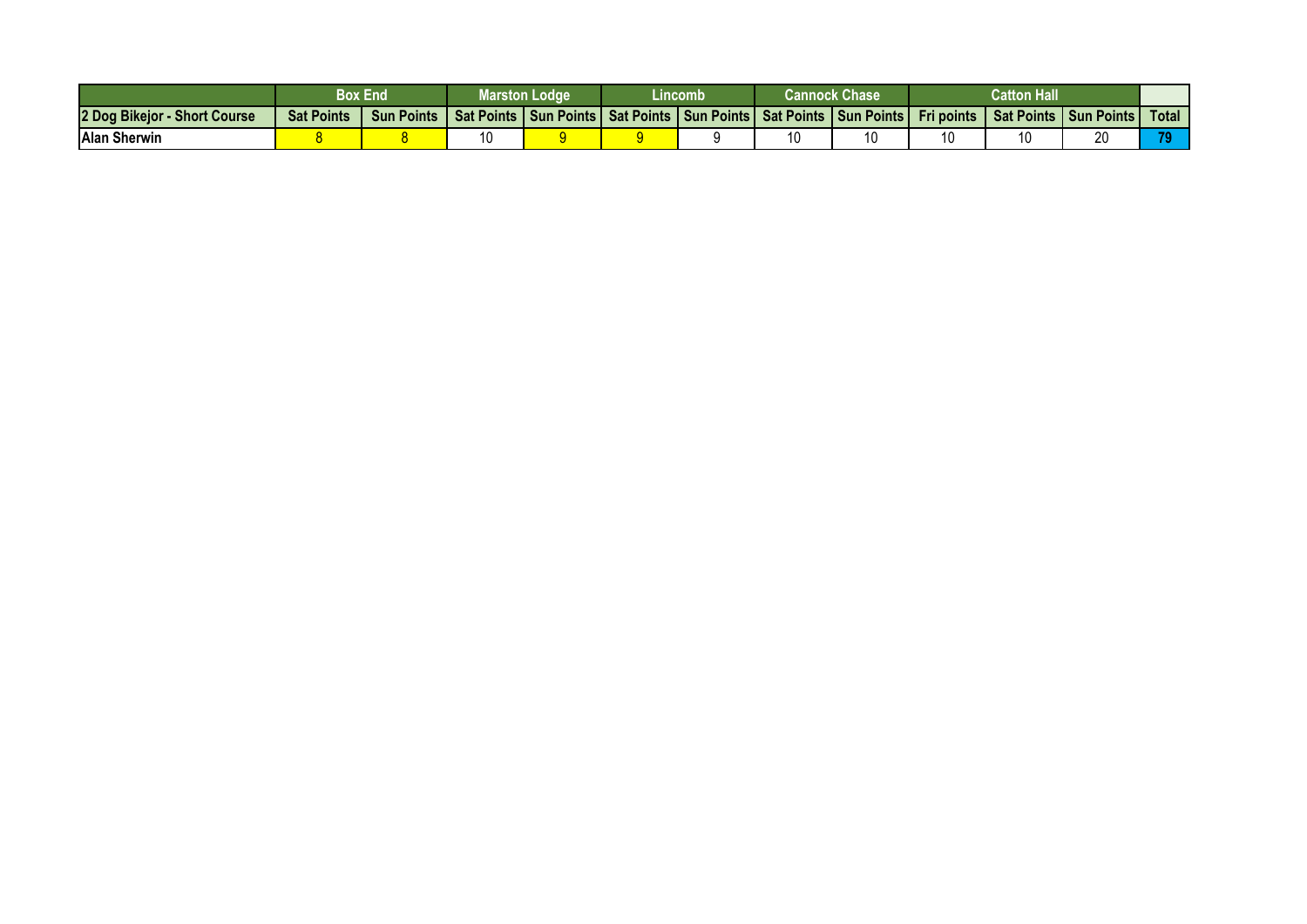| | Box End | | Marston Lodge | | Lincomb | | Cannock Chase | | Catton Hall | | | |
|---|---|---|---|---|---|---|---|---|---|---|---|---|
| **2 Dog Bikejor - Short Course** | **Sat Points** | **Sun Points** | **Sat Points** | **Sun Points** | **Sat Points** | **Sun Points** | **Sat Points** | **Sun Points** | **Fri points** | **Sat Points** | **Sun Points** | **Total** |
| **Alan Sherwin** | 8 | 8 | 10 | 9 | 9 | 9 | 10 | 10 | 10 | 10 | 20 | **79** |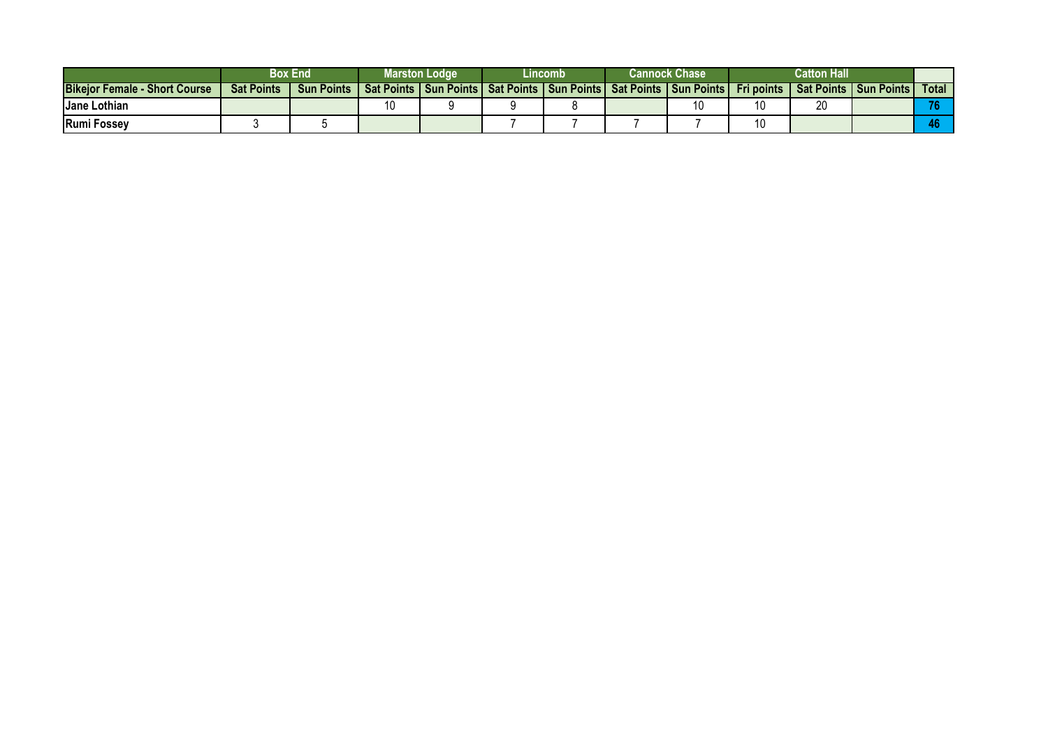| | Box End | | Marston Lodge | | Lincomb | | Cannock Chase | | Catton Hall | | | |
|---|---|---|---|---|---|---|---|---|---|---|---|---|
| **Bikejor Female - Short Course** | **Sat Points** | **Sun Points** | **Sat Points** | **Sun Points** | **Sat Points** | **Sun Points** | **Sat Points** | **Sun Points** | **Fri points** | **Sat Points** | **Sun Points** | **Total** |
| **Jane Lothian** | | | 10 | 9 | 9 | 8 | | 10 | 10 | 20 | | **76** |
| **Rumi Fossey** | 3 | 5 | | | 7 | 7 | 7 | 7 | 10 | | | **46** |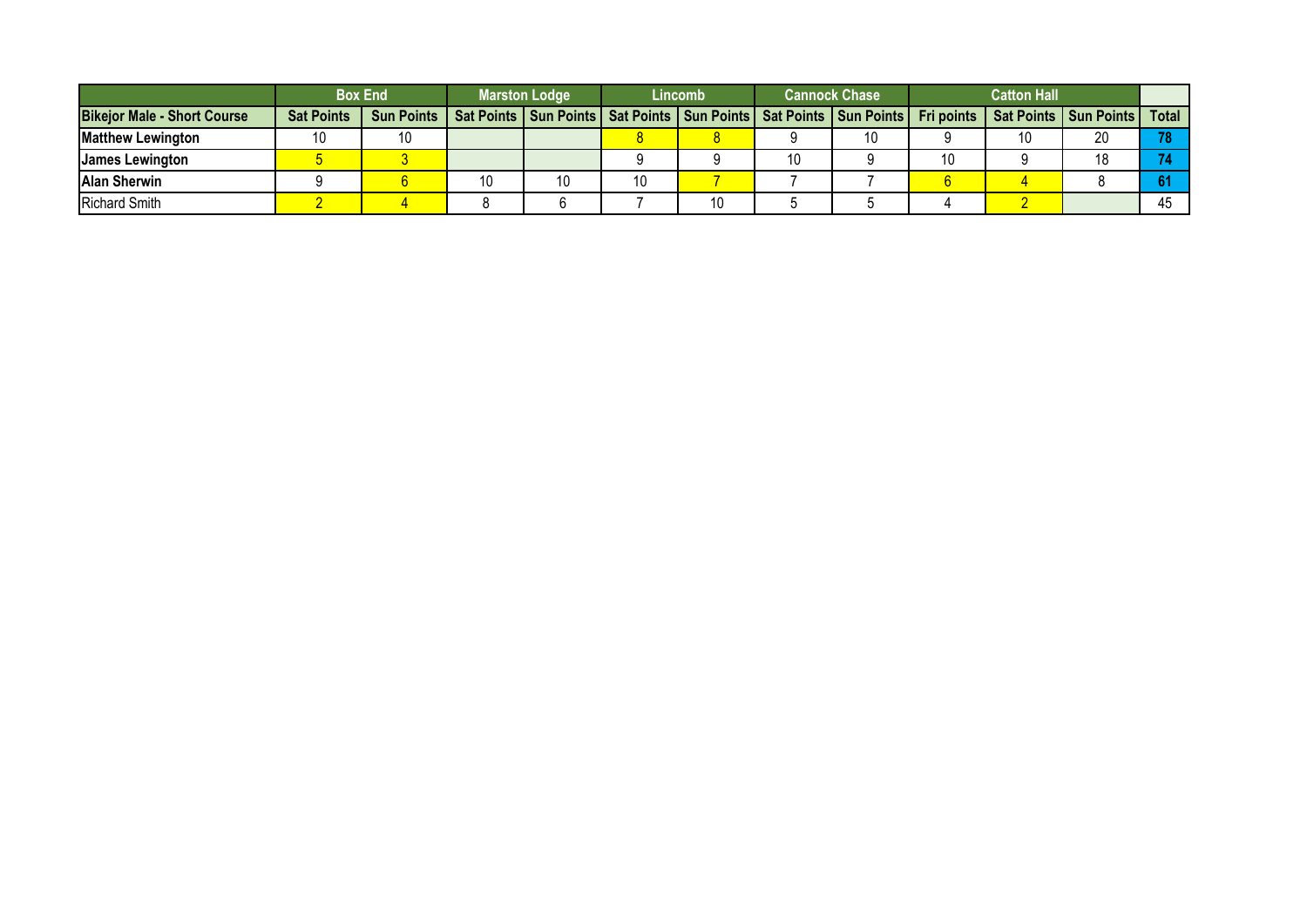| | Box End | | Marston Lodge | | Lincomb | | Cannock Chase | | Catton Hall | | | |
|---|---|---|---|---|---|---|---|---|---|---|---|---|
| **Bikejor Male - Short Course** | **Sat Points** | **Sun Points** | **Sat Points** | **Sun Points** | **Sat Points** | **Sun Points** | **Sat Points** | **Sun Points** | **Fri points** | **Sat Points** | **Sun Points** | **Total** |
| **Matthew Lewington** | 10 | 10 | | | 8 | 8 | 9 | 10 | 9 | 10 | 20 | **78** |
| **James Lewington** | 5 | 3 | | | 9 | 9 | 10 | 9 | 10 | 9 | 18 | **74** |
| **Alan Sherwin** | 9 | 6 | 10 | 10 | 10 | 7 | 7 | 7 | 6 | 4 | 8 | **61** |
| Richard Smith | 2 | 4 | 8 | 6 | 7 | 10 | 5 | 5 | 4 | 2 | | 45 |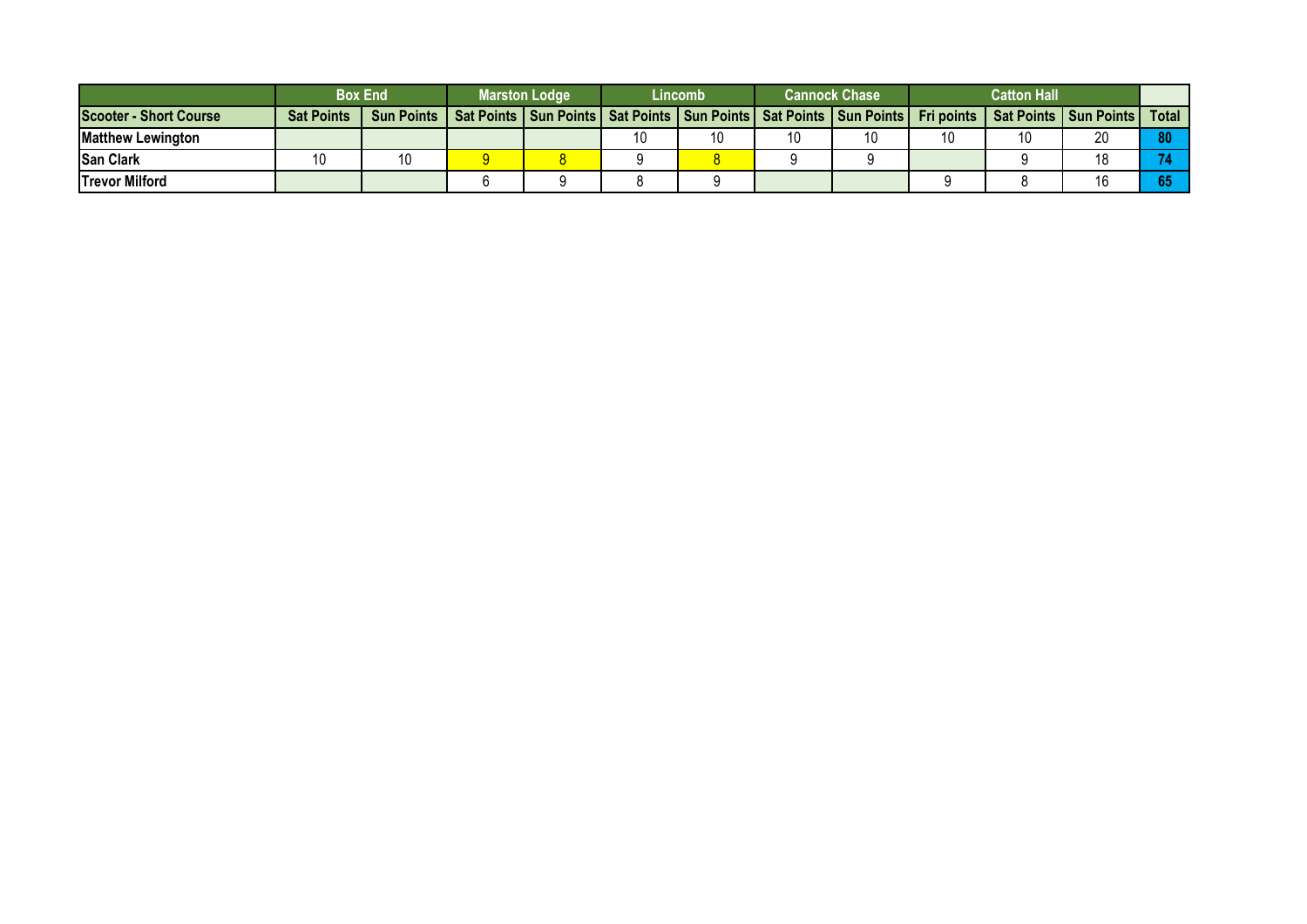| | Box End | | Marston Lodge | | Lincomb | | Cannock Chase | | Catton Hall | | | |
|---|---|---|---|---|---|---|---|---|---|---|---|---|
| **Scooter - Short Course** | **Sat Points** | **Sun Points** | **Sat Points** | **Sun Points** | **Sat Points** | **Sun Points** | **Sat Points** | **Sun Points** | **Fri points** | **Sat Points** | **Sun Points** | **Total** |
| **Matthew Lewington** | | | | | 10 | 10 | 10 | 10 | 10 | 10 | 20 | **80** |
| **San Clark** | 10 | 10 | 9 | 8 | 9 | 8 | 9 | 9 | | 9 | 18 | **74** |
| **Trevor Milford** | | | 6 | 9 | 8 | 9 | | | 9 | 8 | 16 | **65** |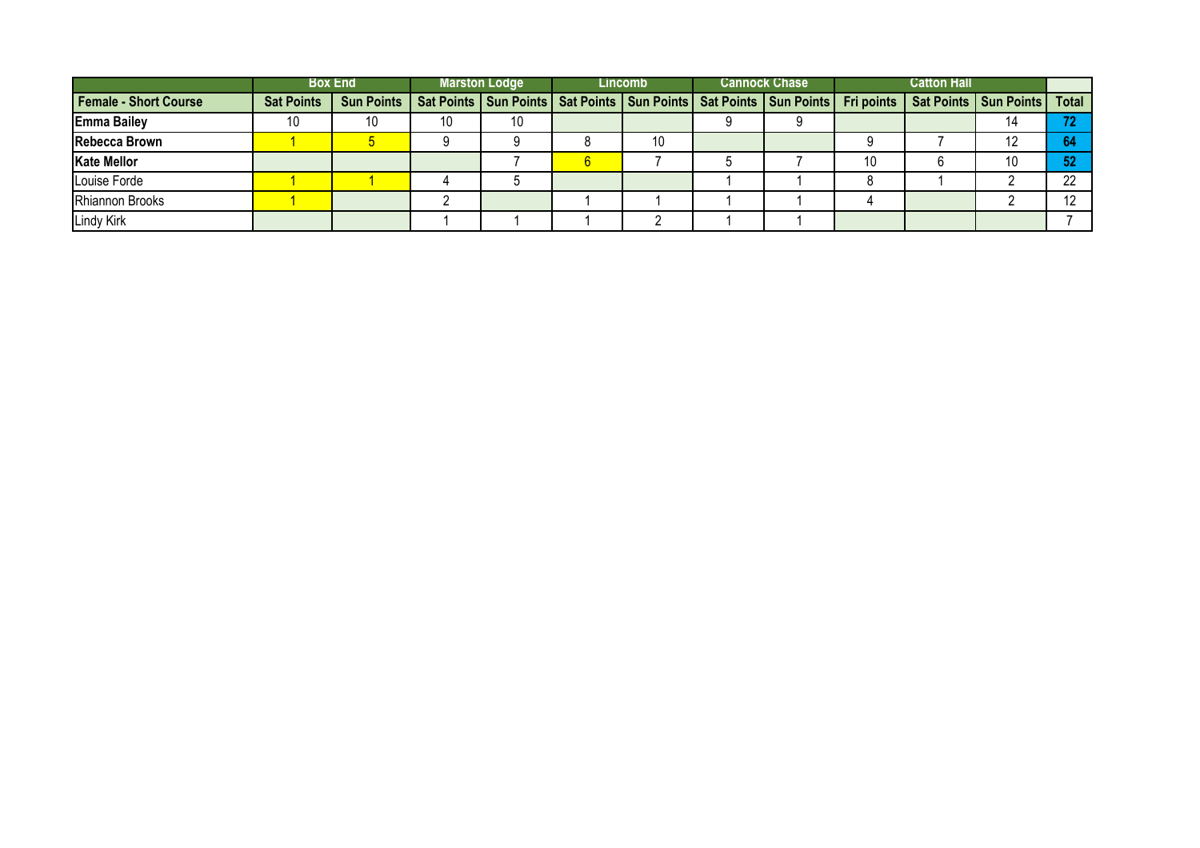| | Box End | | Marston Lodge | | Lincomb | | Cannock Chase | | Catton Hall | | | |
|---|---|---|---|---|---|---|---|---|---|---|---|---|
| **Female - Short Course** | **Sat Points** | **Sun Points** | **Sat Points** | **Sun Points** | **Sat Points** | **Sun Points** | **Sat Points** | **Sun Points** | **Fri points** | **Sat Points** | **Sun Points** | **Total** |
| **Emma Bailey** | 10 | 10 | 10 | 10 | | | 9 | 9 | | | 14 | **72** |
| **Rebecca Brown** | 1 | 5 | 9 | 9 | 8 | 10 | | | 9 | 7 | 12 | **64** |
| **Kate Mellor** | | | | 7 | 6 | 7 | 5 | 7 | 10 | 6 | 10 | **52** |
| Louise Forde | 1 | 1 | 4 | 5 | | | 1 | 1 | 8 | 1 | 2 | 22 |
| Rhiannon Brooks | 1 | | 2 | | 1 | 1 | 1 | 1 | 4 | | 2 | 12 |
| Lindy Kirk | | | 1 | 1 | 1 | 2 | 1 | 1 | | | | 7 |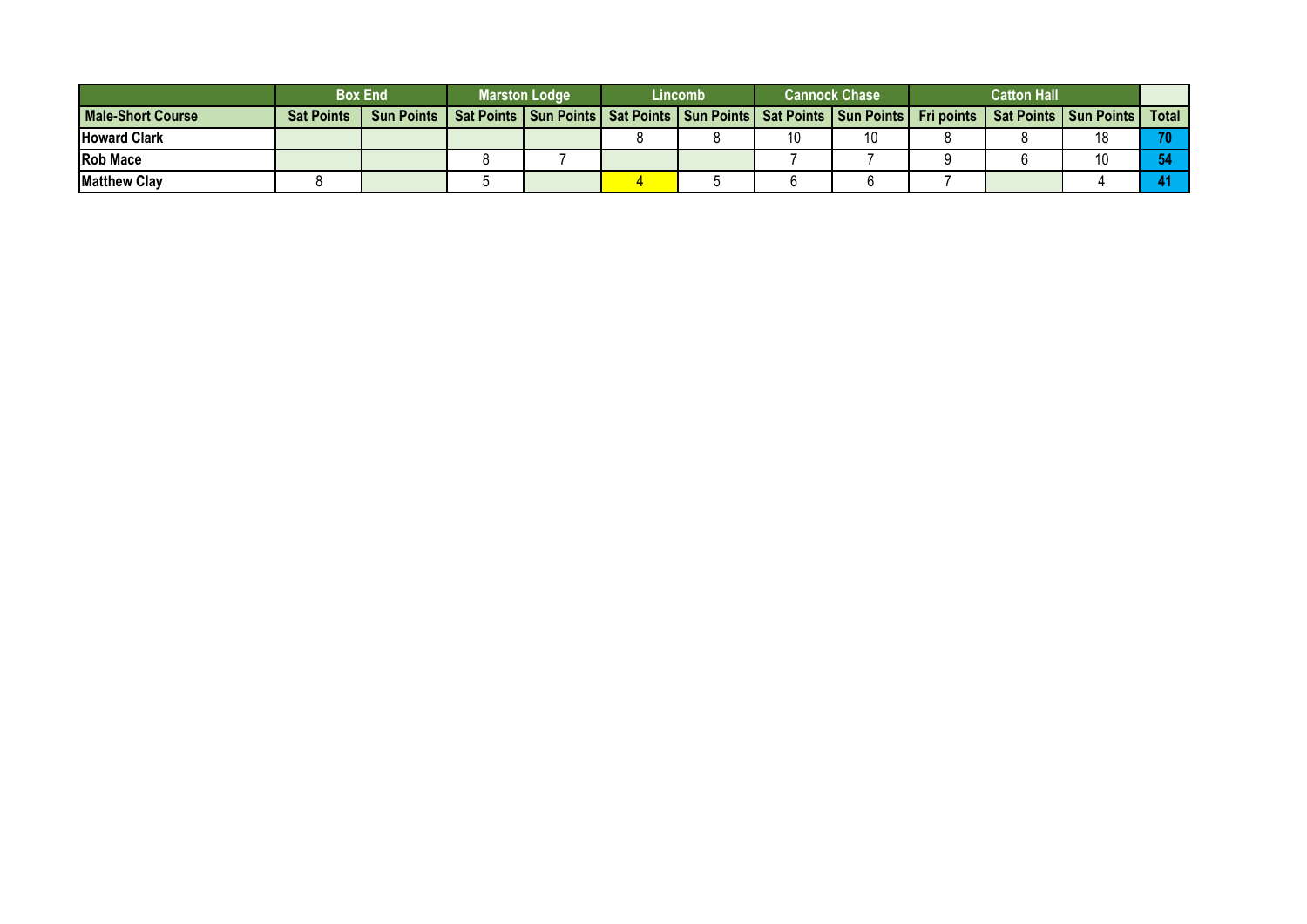| | Box End | | Marston Lodge | | Lincomb | | Cannock Chase | | Catton Hall | | | |
|---|---|---|---|---|---|---|---|---|---|---|---|---|
| Male-Short Course | Sat Points | Sun Points | Sat Points | Sun Points | Sat Points | Sun Points | Sat Points | Sun Points | Fri points | Sat Points | Sun Points | Total |
| Howard Clark | | | | | 8 | 8 | 10 | 10 | 8 | 8 | 18 | 70 |
| Rob Mace | | | 8 | 7 | | | 7 | 7 | 9 | 6 | 10 | 54 |
| Matthew Clay | 8 | | 5 | | 4 | 5 | 6 | 6 | 7 | | 4 | 41 |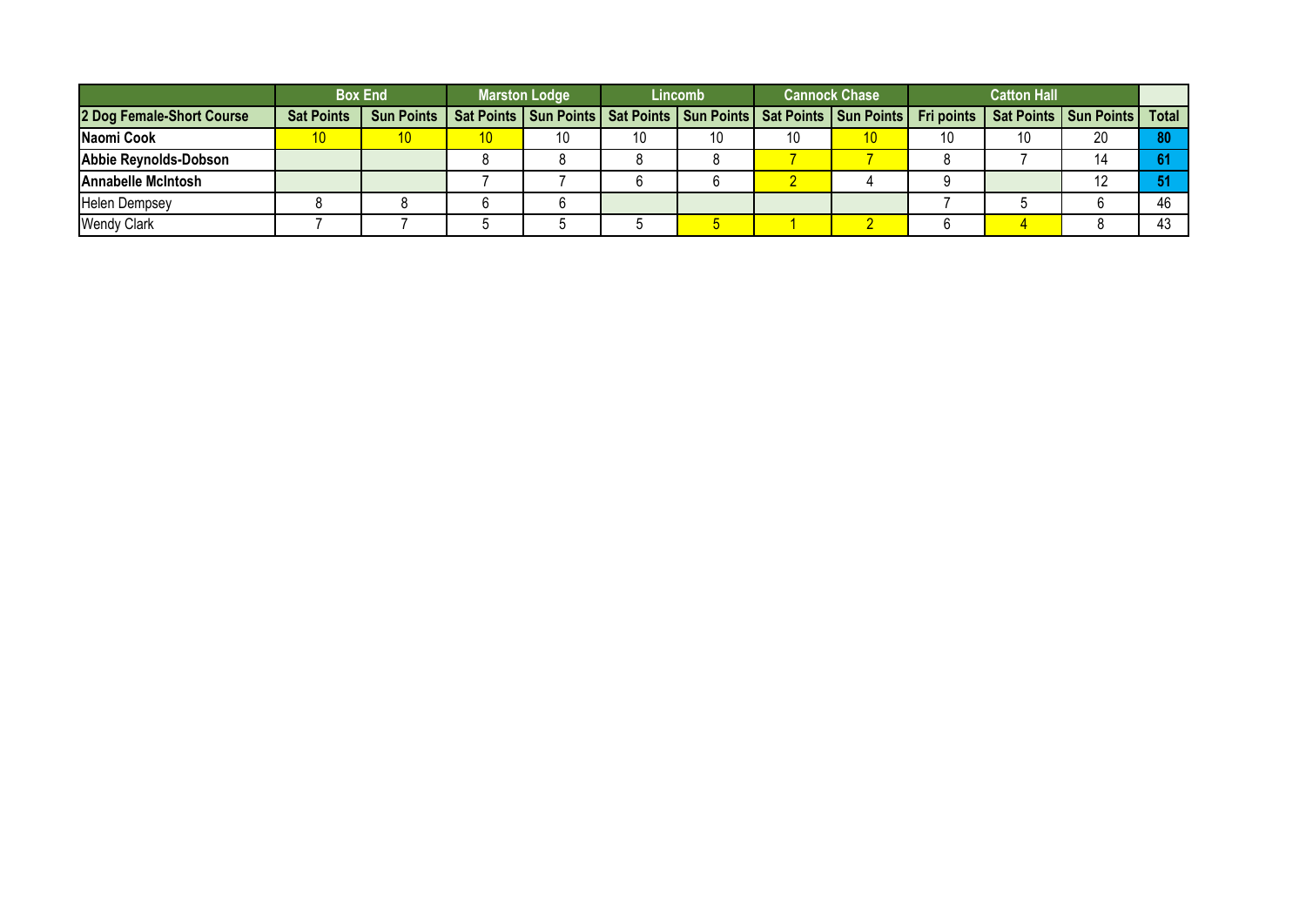| | Box End | | Marston Lodge | | Lincomb | | Cannock Chase | | Catton Hall | | | |
|---|---|---|---|---|---|---|---|---|---|---|---|---|
| **2 Dog Female-Short Course** | **Sat Points** | **Sun Points** | **Sat Points** | **Sun Points** | **Sat Points** | **Sun Points** | **Sat Points** | **Sun Points** | **Fri points** | **Sat Points** | **Sun Points** | **Total** |
| **Naomi Cook** | 10 | 10 | 10 | 10 | 10 | 10 | 10 | 10 | 10 | 10 | 20 | **80** |
| **Abbie Reynolds-Dobson** | | | 8 | 8 | 8 | 8 | 7 | 7 | 8 | 7 | 14 | **61** |
| **Annabelle McIntosh** | | | 7 | 7 | 6 | 6 | 2 | 4 | 9 | | 12 | **51** |
| Helen Dempsey | 8 | 8 | 6 | 6 | | | | | 7 | 5 | 6 | 46 |
| Wendy Clark | 7 | 7 | 5 | 5 | 5 | 5 | 1 | 2 | 6 | 4 | 8 | 43 |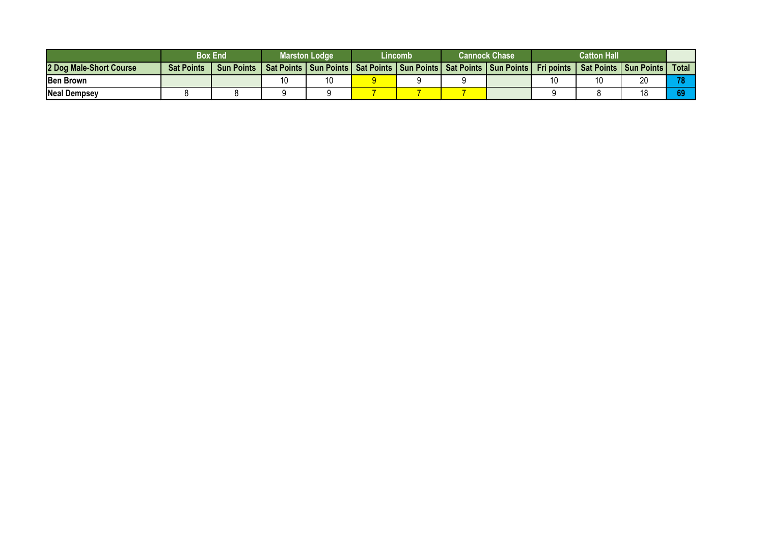| | Box End | | Marston Lodge | | Lincomb | | Cannock Chase | | Catton Hall | | | |
|---|---|---|---|---|---|---|---|---|---|---|---|---|
| **2 Dog Male-Short Course** | **Sat Points** | **Sun Points** | **Sat Points** | **Sun Points** | **Sat Points** | **Sun Points** | **Sat Points** | **Sun Points** | **Fri points** | **Sat Points** | **Sun Points** | **Total** |
| **Ben Brown** | | | 10 | 10 | 9 | 9 | 9 | | 10 | 10 | 20 | **78** |
| **Neal Dempsey** | 8 | 8 | 9 | 9 | 7 | 7 | 7 | | 9 | 8 | 18 | **69** |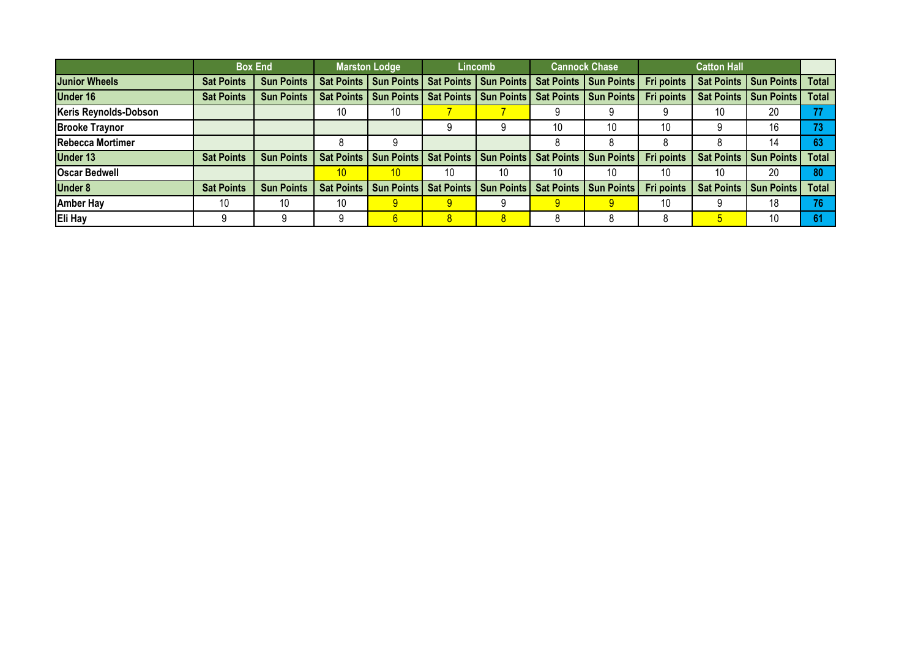| | Box End | | Marston Lodge | | Lincomb | | Cannock Chase | | Catton Hall | | | |
|---|---|---|---|---|---|---|---|---|---|---|---|---|
| **Junior Wheels** | **Sat Points** | **Sun Points** | **Sat Points** | **Sun Points** | **Sat Points** | **Sun Points** | **Sat Points** | **Sun Points** | **Fri points** | **Sat Points** | **Sun Points** | **Total** |
| **Under 16** | **Sat Points** | **Sun Points** | **Sat Points** | **Sun Points** | **Sat Points** | **Sun Points** | **Sat Points** | **Sun Points** | **Fri points** | **Sat Points** | **Sun Points** | **Total** |
| **Keris Reynolds-Dobson** | | | 10 | 10 | 7 | 7 | 9 | 9 | 9 | 10 | 20 | **77** |
| **Brooke Traynor** | | | | | 9 | 9 | 10 | 10 | 10 | 9 | 16 | **73** |
| **Rebecca Mortimer** | | | 8 | 9 | | | 8 | 8 | 8 | 8 | 14 | **63** |
| **Under 13** | **Sat Points** | **Sun Points** | **Sat Points** | **Sun Points** | **Sat Points** | **Sun Points** | **Sat Points** | **Sun Points** | **Fri points** | **Sat Points** | **Sun Points** | **Total** |
| **Oscar Bedwell** | | | 10 | 10 | 10 | 10 | 10 | 10 | 10 | 10 | 20 | **80** |
| **Under 8** | **Sat Points** | **Sun Points** | **Sat Points** | **Sun Points** | **Sat Points** | **Sun Points** | **Sat Points** | **Sun Points** | **Fri points** | **Sat Points** | **Sun Points** | **Total** |
| **Amber Hay** | 10 | 10 | 10 | 9 | 9 | 9 | 9 | 9 | 10 | 9 | 18 | **76** |
| **Eli Hay** | 9 | 9 | 9 | 6 | 8 | 8 | 8 | 8 | 8 | 5 | 10 | **61** |